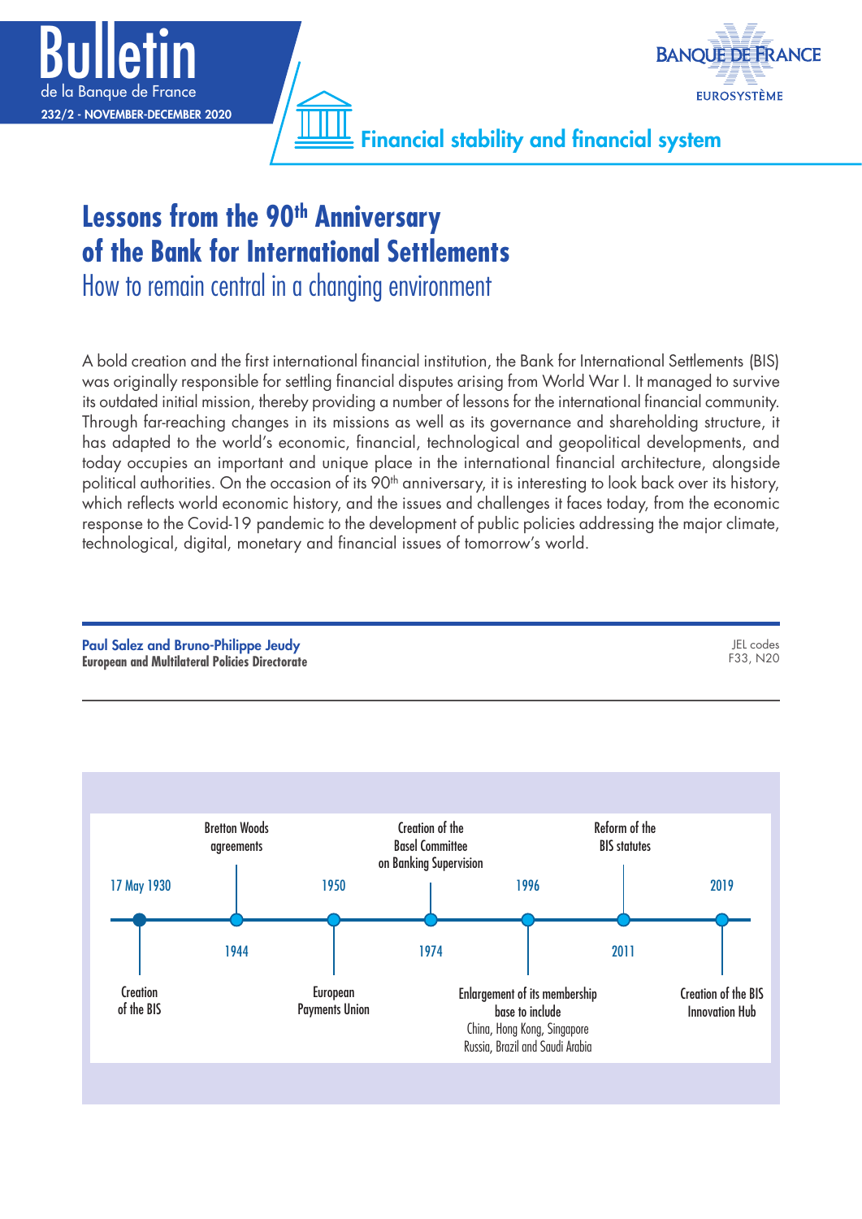# Lessons from the 90th Anniversary of the Bank for International Settlements

## How to remain central in a changing environment

A bold creation and the first international financial institution, the Bank for International Settlements (BIS) was originally responsible for settling financial disputes arising from World War I. It managed to survive its outdated initial mission, thereby providing a number of lessons for the international financial community. Through far-reaching changes in its missions as well as its governance and shareholding structure, it has adapted to the world's economic, financial, technological and geopolitical developments, and today occupies an important and unique place in the international financial architecture, alongside political authorities. On the occasion of its 90th anniversary, it is interesting to look back over its history, which reflects world economic history, and the issues and challenges it faces today, from the economic response to the Covid-19 pandemic to the development of public policies addressing the major climate, technological, digital, monetary and financial issues of tomorrow's world.

**Paul Salez and Bruno-Philippe Jeudy**
**European and Multilateral Policies Directorate**

JEL codes
F33, N20

- 17 May 1930 – Creation of the BIS
- 1944 – Bretton Woods agreements
- 1950 – European Payments Union
- 1974 – Creation of the Basel Committee on Banking Supervision
- 1996 – Enlargement of its membership base to include China, Hong Kong, Singapore Russia, Brazil and Saudi Arabia
- 2011 – Reform of the BIS statutes
- 2019 – Creation of the BIS Innovation Hub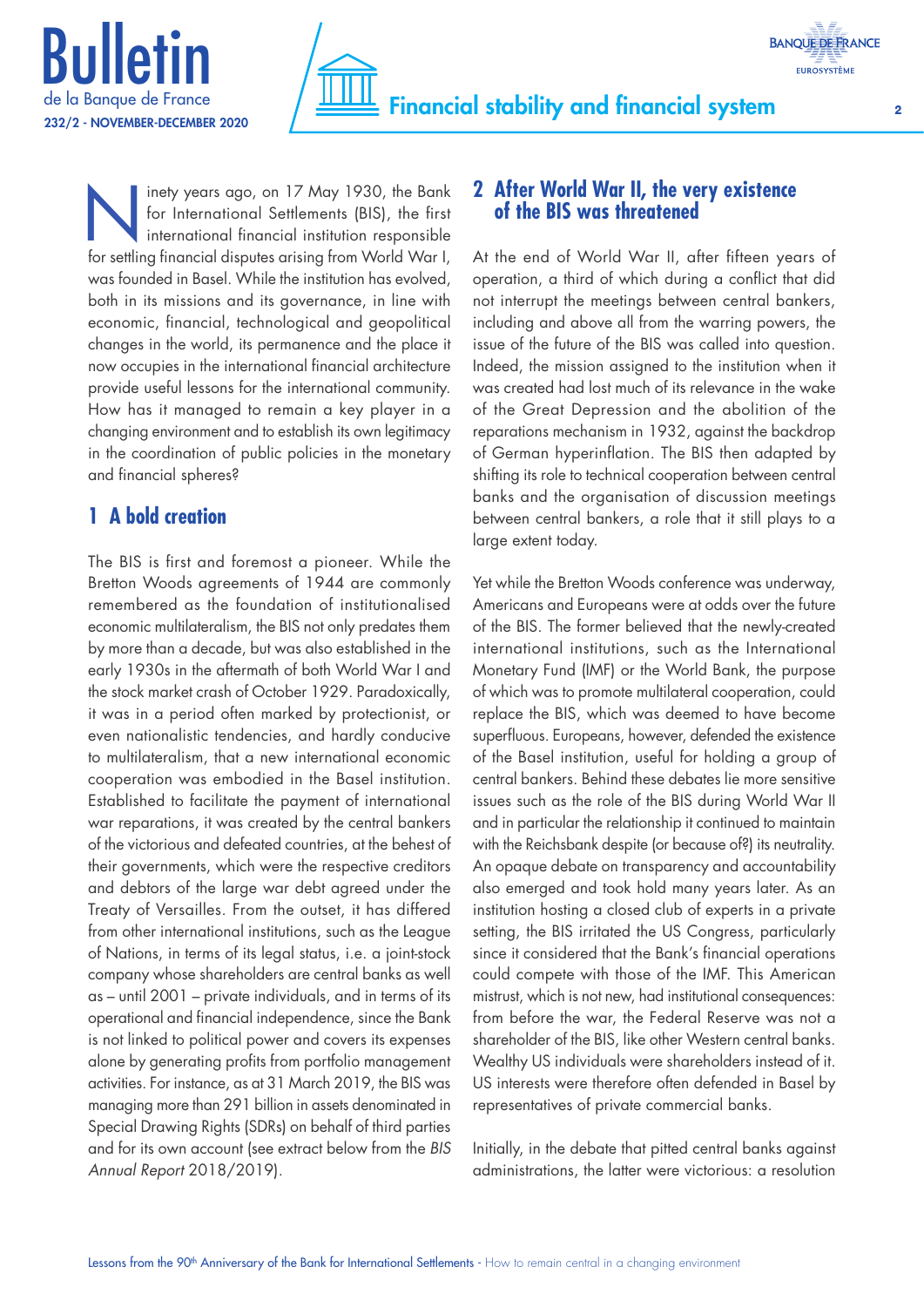Ninety years ago, on 17 May 1930, the Bank for International Settlements (BIS), the first international financial institution responsible for settling financial disputes arising from World War I, was founded in Basel. While the institution has evolved, both in its missions and its governance, in line with economic, financial, technological and geopolitical changes in the world, its permanence and the place it now occupies in the international financial architecture provide useful lessons for the international community. How has it managed to remain a key player in a changing environment and to establish its own legitimacy in the coordination of public policies in the monetary and financial spheres?

## 1 A bold creation

The BIS is first and foremost a pioneer. While the Bretton Woods agreements of 1944 are commonly remembered as the foundation of institutionalised economic multilateralism, the BIS not only predates them by more than a decade, but was also established in the early 1930s in the aftermath of both World War I and the stock market crash of October 1929. Paradoxically, it was in a period often marked by protectionist, or even nationalistic tendencies, and hardly conducive to multilateralism, that a new international economic cooperation was embodied in the Basel institution. Established to facilitate the payment of international war reparations, it was created by the central bankers of the victorious and defeated countries, at the behest of their governments, which were the respective creditors and debtors of the large war debt agreed under the Treaty of Versailles. From the outset, it has differed from other international institutions, such as the League of Nations, in terms of its legal status, i.e. a joint-stock company whose shareholders are central banks as well as – until 2001 – private individuals, and in terms of its operational and financial independence, since the Bank is not linked to political power and covers its expenses alone by generating profits from portfolio management activities. For instance, as at 31 March 2019, the BIS was managing more than 291 billion in assets denominated in Special Drawing Rights (SDRs) on behalf of third parties and for its own account (see extract below from the *BIS Annual Report* 2018/2019).

## 2 After World War II, the very existence of the BIS was threatened

At the end of World War II, after fifteen years of operation, a third of which during a conflict that did not interrupt the meetings between central bankers, including and above all from the warring powers, the issue of the future of the BIS was called into question. Indeed, the mission assigned to the institution when it was created had lost much of its relevance in the wake of the Great Depression and the abolition of the reparations mechanism in 1932, against the backdrop of German hyperinflation. The BIS then adapted by shifting its role to technical cooperation between central banks and the organisation of discussion meetings between central bankers, a role that it still plays to a large extent today.

Yet while the Bretton Woods conference was underway, Americans and Europeans were at odds over the future of the BIS. The former believed that the newly-created international institutions, such as the International Monetary Fund (IMF) or the World Bank, the purpose of which was to promote multilateral cooperation, could replace the BIS, which was deemed to have become superfluous. Europeans, however, defended the existence of the Basel institution, useful for holding a group of central bankers. Behind these debates lie more sensitive issues such as the role of the BIS during World War II and in particular the relationship it continued to maintain with the Reichsbank despite (or because of?) its neutrality. An opaque debate on transparency and accountability also emerged and took hold many years later. As an institution hosting a closed club of experts in a private setting, the BIS irritated the US Congress, particularly since it considered that the Bank's financial operations could compete with those of the IMF. This American mistrust, which is not new, had institutional consequences: from before the war, the Federal Reserve was not a shareholder of the BIS, like other Western central banks. Wealthy US individuals were shareholders instead of it. US interests were therefore often defended in Basel by representatives of private commercial banks.

Initially, in the debate that pitted central banks against administrations, the latter were victorious: a resolution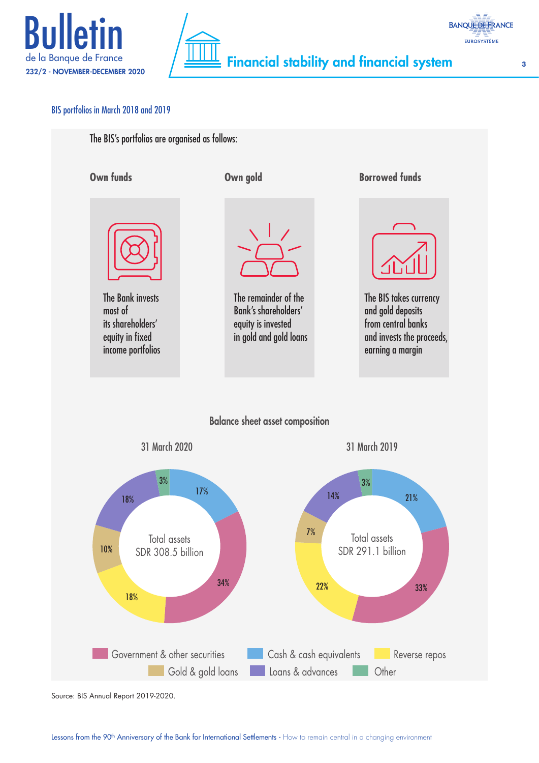BIS portfolios in March 2018 and 2019

The BIS's portfolios are organised as follows:

**Own funds**

The Bank invests most of its shareholders' equity in fixed income portfolios

**Own gold**

The remainder of the Bank's shareholders' equity is invested in gold and gold loans

**Borrowed funds**

The BIS takes currency and gold deposits from central banks and invests the proceeds, earning a margin

**Balance sheet asset composition**

| | 31 March 2020 (Total assets SDR 308.5 billion) | 31 March 2019 (Total assets SDR 291.1 billion) |
|---|---|---|
| Government & other securities | 34% | 33% |
| Cash & cash equivalents | 17% | 21% |
| Reverse repos | 18% | 22% |
| Gold & gold loans | 10% | 7% |
| Loans & advances | 18% | 14% |
| Other | 3% | 3% |

Source: BIS Annual Report 2019-2020.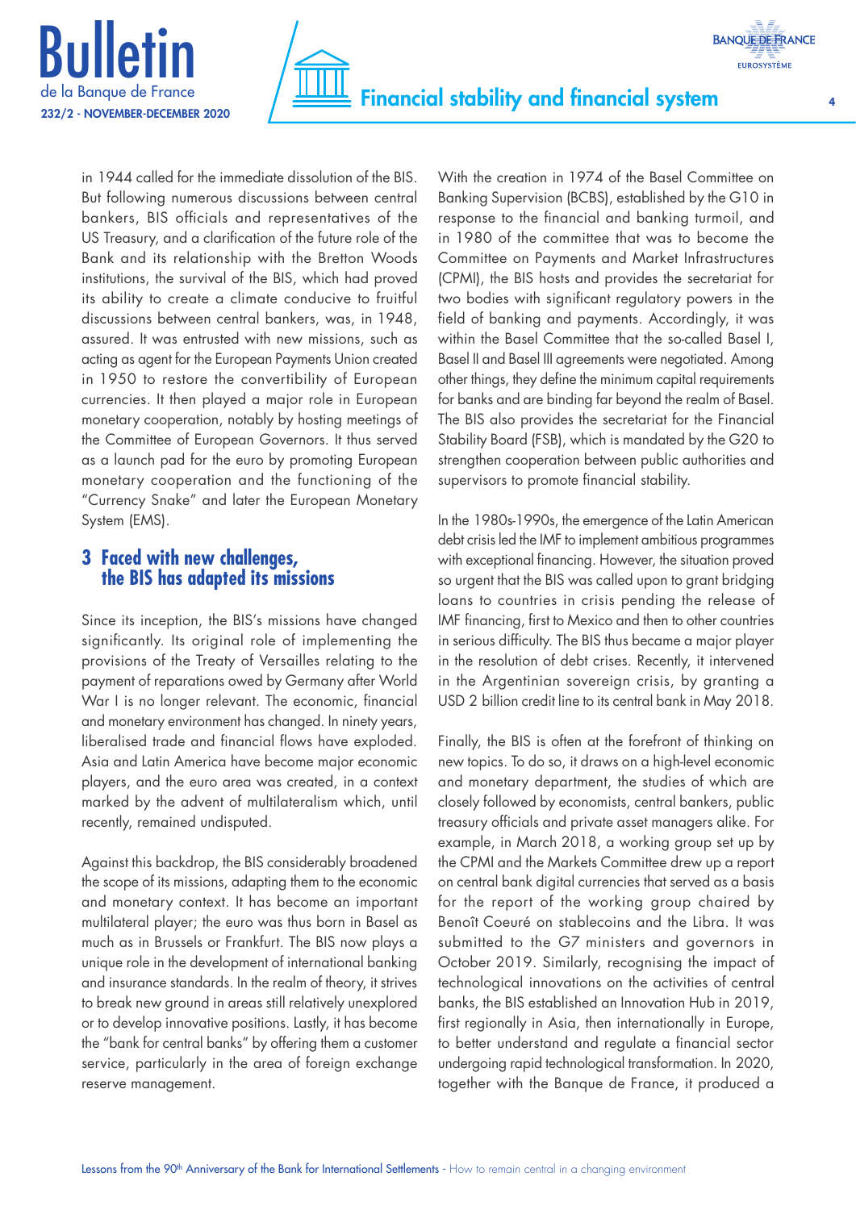in 1944 called for the immediate dissolution of the BIS. But following numerous discussions between central bankers, BIS officials and representatives of the US Treasury, and a clarification of the future role of the Bank and its relationship with the Bretton Woods institutions, the survival of the BIS, which had proved its ability to create a climate conducive to fruitful discussions between central bankers, was, in 1948, assured. It was entrusted with new missions, such as acting as agent for the European Payments Union created in 1950 to restore the convertibility of European currencies. It then played a major role in European monetary cooperation, notably by hosting meetings of the Committee of European Governors. It thus served as a launch pad for the euro by promoting European monetary cooperation and the functioning of the "Currency Snake" and later the European Monetary System (EMS).

## 3 Faced with new challenges, the BIS has adapted its missions

Since its inception, the BIS's missions have changed significantly. Its original role of implementing the provisions of the Treaty of Versailles relating to the payment of reparations owed by Germany after World War I is no longer relevant. The economic, financial and monetary environment has changed. In ninety years, liberalised trade and financial flows have exploded. Asia and Latin America have become major economic players, and the euro area was created, in a context marked by the advent of multilateralism which, until recently, remained undisputed.

Against this backdrop, the BIS considerably broadened the scope of its missions, adapting them to the economic and monetary context. It has become an important multilateral player; the euro was thus born in Basel as much as in Brussels or Frankfurt. The BIS now plays a unique role in the development of international banking and insurance standards. In the realm of theory, it strives to break new ground in areas still relatively unexplored or to develop innovative positions. Lastly, it has become the "bank for central banks" by offering them a customer service, particularly in the area of foreign exchange reserve management.

With the creation in 1974 of the Basel Committee on Banking Supervision (BCBS), established by the G10 in response to the financial and banking turmoil, and in 1980 of the committee that was to become the Committee on Payments and Market Infrastructures (CPMI), the BIS hosts and provides the secretariat for two bodies with significant regulatory powers in the field of banking and payments. Accordingly, it was within the Basel Committee that the so-called Basel I, Basel II and Basel III agreements were negotiated. Among other things, they define the minimum capital requirements for banks and are binding far beyond the realm of Basel. The BIS also provides the secretariat for the Financial Stability Board (FSB), which is mandated by the G20 to strengthen cooperation between public authorities and supervisors to promote financial stability.

In the 1980s-1990s, the emergence of the Latin American debt crisis led the IMF to implement ambitious programmes with exceptional financing. However, the situation proved so urgent that the BIS was called upon to grant bridging loans to countries in crisis pending the release of IMF financing, first to Mexico and then to other countries in serious difficulty. The BIS thus became a major player in the resolution of debt crises. Recently, it intervened in the Argentinian sovereign crisis, by granting a USD 2 billion credit line to its central bank in May 2018.

Finally, the BIS is often at the forefront of thinking on new topics. To do so, it draws on a high-level economic and monetary department, the studies of which are closely followed by economists, central bankers, public treasury officials and private asset managers alike. For example, in March 2018, a working group set up by the CPMI and the Markets Committee drew up a report on central bank digital currencies that served as a basis for the report of the working group chaired by Benoît Coeuré on stablecoins and the Libra. It was submitted to the G7 ministers and governors in October 2019. Similarly, recognising the impact of technological innovations on the activities of central banks, the BIS established an Innovation Hub in 2019, first regionally in Asia, then internationally in Europe, to better understand and regulate a financial sector undergoing rapid technological transformation. In 2020, together with the Banque de France, it produced a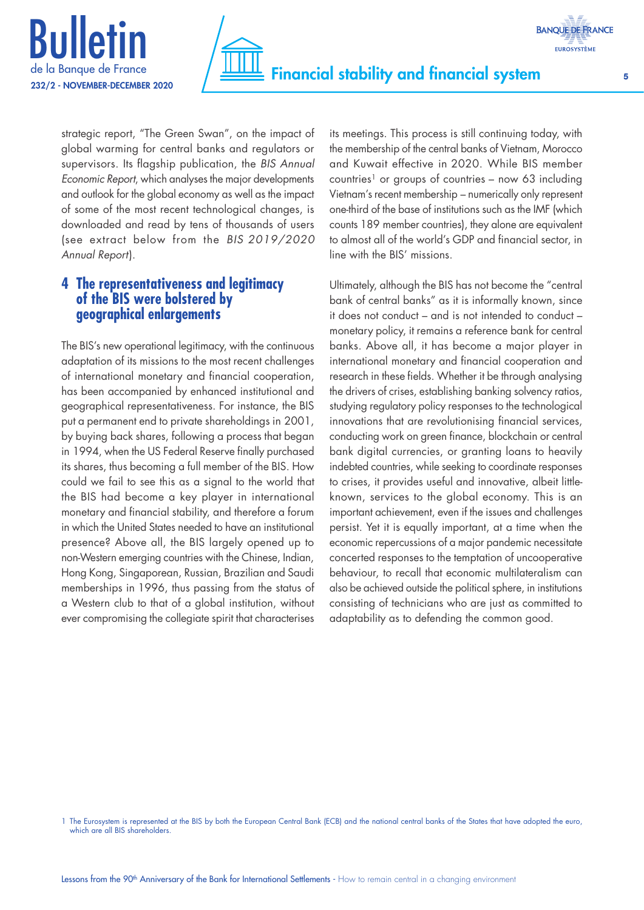strategic report, "The Green Swan", on the impact of global warming for central banks and regulators or supervisors. Its flagship publication, the *BIS Annual Economic Report*, which analyses the major developments and outlook for the global economy as well as the impact of some of the most recent technological changes, is downloaded and read by tens of thousands of users (see extract below from the *BIS 2019/2020 Annual Report*).

## 4 The representativeness and legitimacy of the BIS were bolstered by geographical enlargements

The BIS's new operational legitimacy, with the continuous adaptation of its missions to the most recent challenges of international monetary and financial cooperation, has been accompanied by enhanced institutional and geographical representativeness. For instance, the BIS put a permanent end to private shareholdings in 2001, by buying back shares, following a process that began in 1994, when the US Federal Reserve finally purchased its shares, thus becoming a full member of the BIS. How could we fail to see this as a signal to the world that the BIS had become a key player in international monetary and financial stability, and therefore a forum in which the United States needed to have an institutional presence? Above all, the BIS largely opened up to non-Western emerging countries with the Chinese, Indian, Hong Kong, Singaporean, Russian, Brazilian and Saudi memberships in 1996, thus passing from the status of a Western club to that of a global institution, without ever compromising the collegiate spirit that characterises its meetings. This process is still continuing today, with the membership of the central banks of Vietnam, Morocco and Kuwait effective in 2020. While BIS member countries[1] or groups of countries – now 63 including Vietnam's recent membership – numerically only represent one-third of the base of institutions such as the IMF (which counts 189 member countries), they alone are equivalent to almost all of the world's GDP and financial sector, in line with the BIS' missions.

Ultimately, although the BIS has not become the "central bank of central banks" as it is informally known, since it does not conduct – and is not intended to conduct – monetary policy, it remains a reference bank for central banks. Above all, it has become a major player in international monetary and financial cooperation and research in these fields. Whether it be through analysing the drivers of crises, establishing banking solvency ratios, studying regulatory policy responses to the technological innovations that are revolutionising financial services, conducting work on green finance, blockchain or central bank digital currencies, or granting loans to heavily indebted countries, while seeking to coordinate responses to crises, it provides useful and innovative, albeit little-known, services to the global economy. This is an important achievement, even if the issues and challenges persist. Yet it is equally important, at a time when the economic repercussions of a major pandemic necessitate concerted responses to the temptation of uncooperative behaviour, to recall that economic multilateralism can also be achieved outside the political sphere, in institutions consisting of technicians who are just as committed to adaptability as to defending the common good.

1 The Eurosystem is represented at the BIS by both the European Central Bank (ECB) and the national central banks of the States that have adopted the euro, which are all BIS shareholders.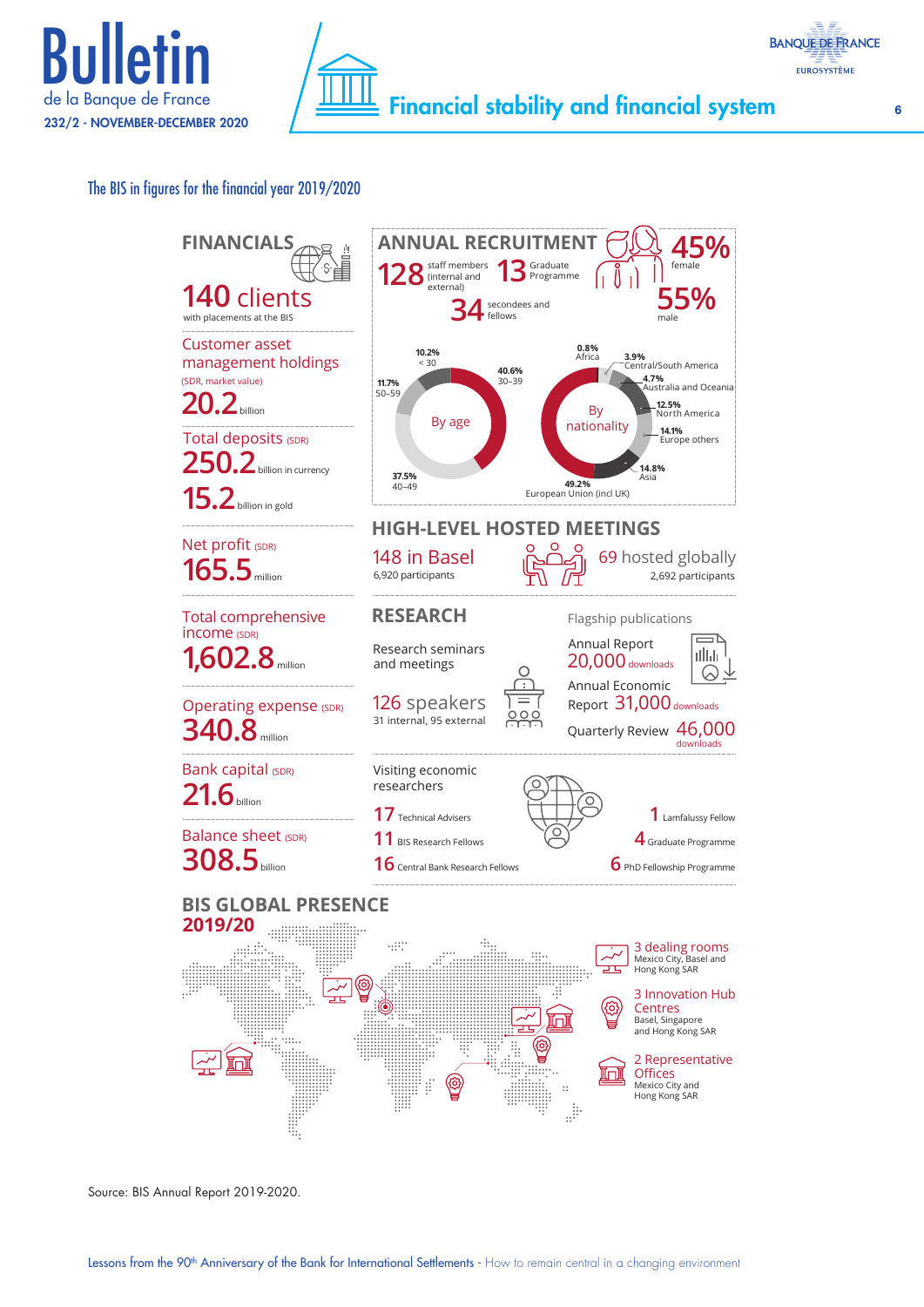The BIS in figures for the financial year 2019/2020

## FINANCIALS

**140 clients**
with placements at the BIS

Customer asset management holdings (SDR, market value)
**20.2** billion

Total deposits (SDR)
**250.2** billion in currency
**15.2** billion in gold

Net profit (SDR)
**165.5** million

Total comprehensive income (SDR)
**1,602.8** million

Operating expense (SDR)
**340.8** million

Bank capital (SDR)
**21.6** billion

Balance sheet (SDR)
**308.5** billion

## ANNUAL RECRUITMENT

**128** staff members (internal and external)
**13** Graduate Programme
**34** secondees and fellows

**45%** female
**55%** male

**By age**

- 10.2% < 30
- 40.6% 30–39
- 37.5% 40–49
- 11.7% 50–59

**By nationality**

- 0.8% Africa
- 3.9% Central/South America
- 4.7% Australia and Oceania
- 12.5% North America
- 14.1% Europe others
- 14.8% Asia
- 49.2% European Union (incl UK)

## HIGH-LEVEL HOSTED MEETINGS

**148 in Basel**
6,920 participants

**69 hosted globally**
2,692 participants

## RESEARCH

Research seminars and meetings

**126 speakers**
31 internal, 95 external

Flagship publications

- Annual Report **20,000** downloads
- Annual Economic Report **31,000** downloads
- Quarterly Review **46,000** downloads

Visiting economic researchers

- **17** Technical Advisers
- **11** BIS Research Fellows
- **16** Central Bank Research Fellows
- **1** Lamfalussy Fellow
- **4** Graduate Programme
- **6** PhD Fellowship Programme

## BIS GLOBAL PRESENCE 2019/20

- **3 dealing rooms**
  Mexico City, Basel and Hong Kong SAR
- **3 Innovation Hub Centres**
  Basel, Singapore and Hong Kong SAR
- **2 Representative Offices**
  Mexico City and Hong Kong SAR

Source: BIS Annual Report 2019-2020.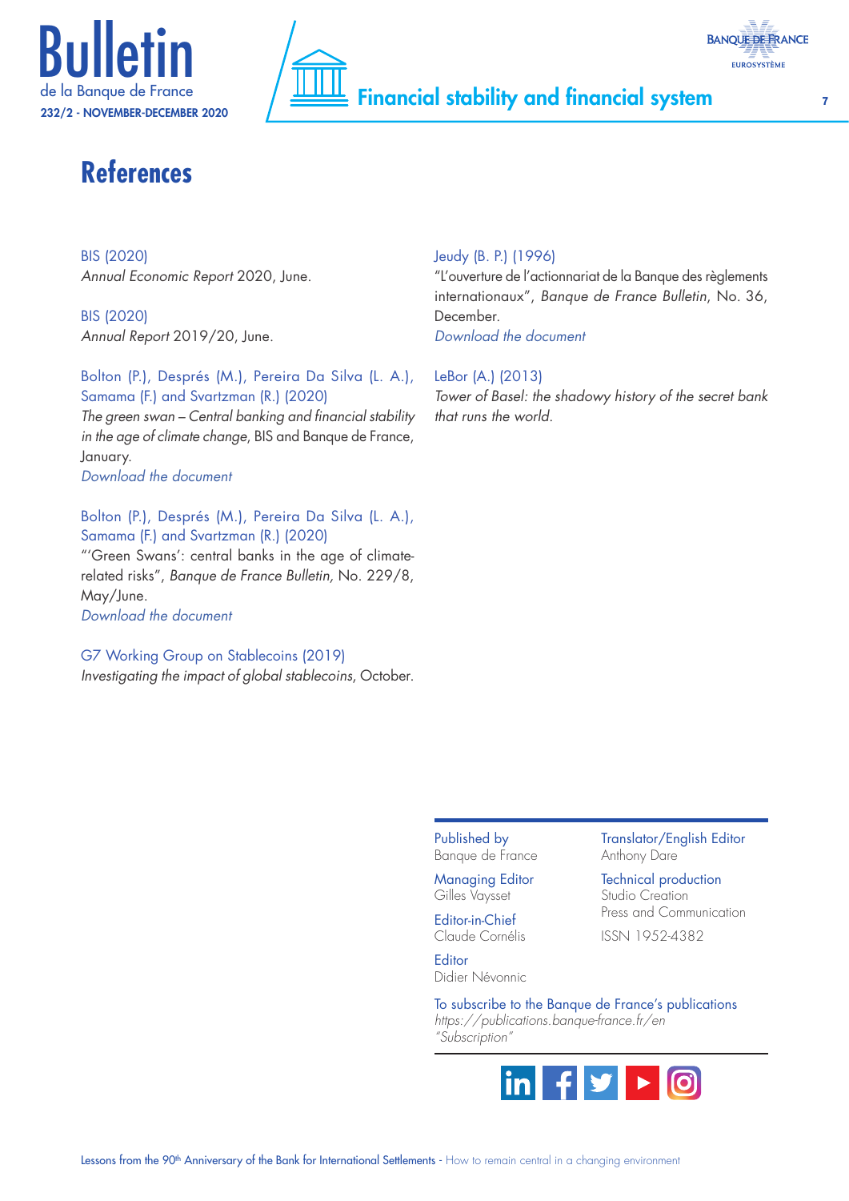# References

BIS (2020)
*Annual Economic Report* 2020, June.

BIS (2020)
*Annual Report* 2019/20, June.

Bolton (P.), Després (M.), Pereira Da Silva (L. A.), Samama (F.) and Svartzman (R.) (2020)
*The green swan – Central banking and financial stability in the age of climate change*, BIS and Banque de France, January.
*Download the document*

Bolton (P.), Després (M.), Pereira Da Silva (L. A.), Samama (F.) and Svartzman (R.) (2020)
"'Green Swans': central banks in the age of climate-related risks", *Banque de France Bulletin*, No. 229/8, May/June.
*Download the document*

G7 Working Group on Stablecoins (2019)
*Investigating the impact of global stablecoins*, October.

Jeudy (B. P.) (1996)
"L'ouverture de l'actionnariat de la Banque des règlements internationaux", *Banque de France Bulletin*, No. 36, December.
*Download the document*

LeBor (A.) (2013)
*Tower of Basel: the shadowy history of the secret bank that runs the world.*

---

Published by
Banque de France

Managing Editor
Gilles Vaysset

Editor-in-Chief
Claude Cornélis

Editor
Didier Névonnic

Translator/English Editor
Anthony Dare

Technical production
Studio Creation
Press and Communication

ISSN 1952-4382

To subscribe to the Banque de France's publications
*https://publications.banque-france.fr/en*
*"Subscription"*